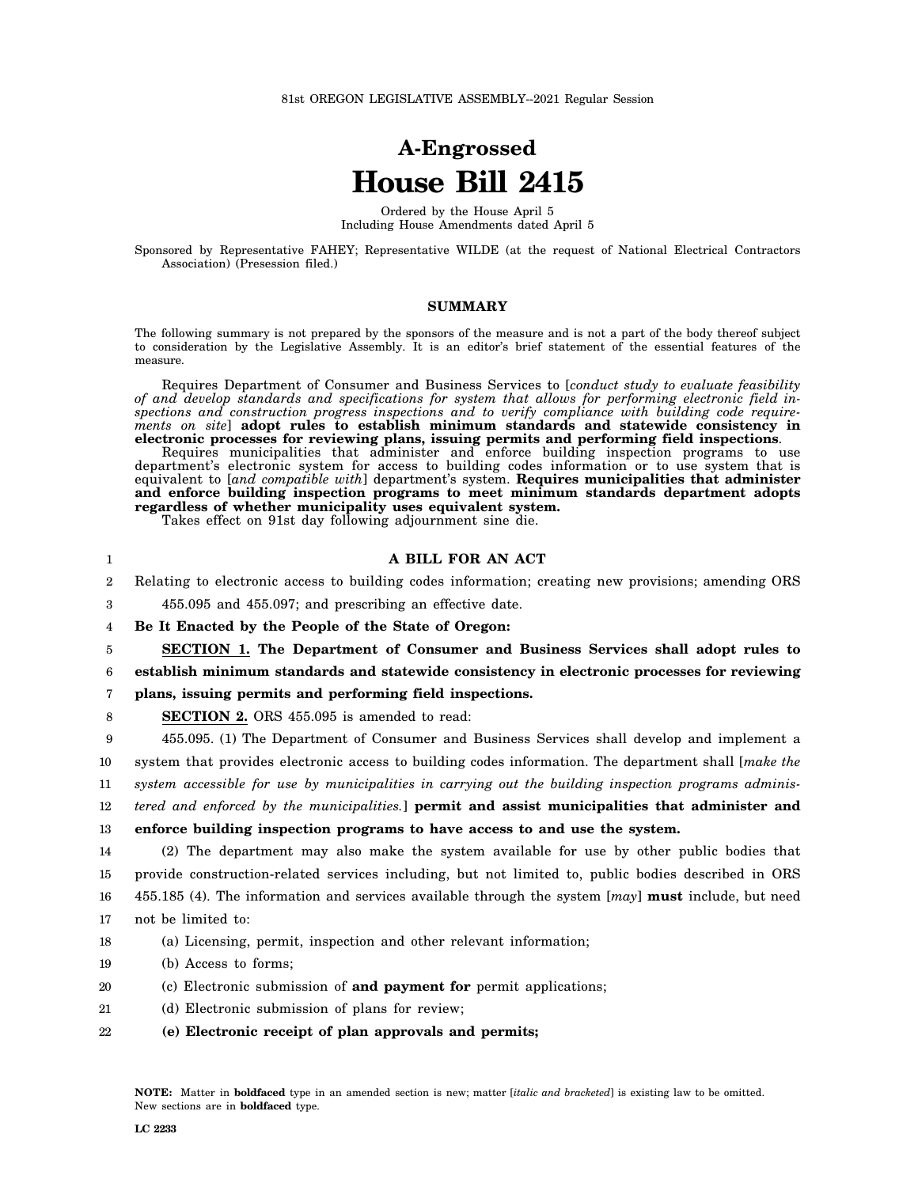81st OREGON LEGISLATIVE ASSEMBLY--2021 Regular Session

# A-Engrossed
# House Bill 2415

Ordered by the House April 5
Including House Amendments dated April 5

Sponsored by Representative FAHEY; Representative WILDE (at the request of National Electrical Contractors Association) (Presession filed.)

## SUMMARY

The following summary is not prepared by the sponsors of the measure and is not a part of the body thereof subject to consideration by the Legislative Assembly. It is an editor's brief statement of the essential features of the measure.

Requires Department of Consumer and Business Services to [*conduct study to evaluate feasibility of and develop standards and specifications for system that allows for performing electronic field inspections and construction progress inspections and to verify compliance with building code requirements on site*] **adopt rules to establish minimum standards and statewide consistency in electronic processes for reviewing plans, issuing permits and performing field inspections**.

Requires municipalities that administer and enforce building inspection programs to use department's electronic system for access to building codes information or to use system that is equivalent to [*and compatible with*] department's system. **Requires municipalities that administer and enforce building inspection programs to meet minimum standards department adopts regardless of whether municipality uses equivalent system.**

Takes effect on 91st day following adjournment sine die.

**A BILL FOR AN ACT**

Relating to electronic access to building codes information; creating new provisions; amending ORS 455.095 and 455.097; and prescribing an effective date.

**Be It Enacted by the People of the State of Oregon:**

**SECTION 1. The Department of Consumer and Business Services shall adopt rules to establish minimum standards and statewide consistency in electronic processes for reviewing plans, issuing permits and performing field inspections.**

**SECTION 2.** ORS 455.095 is amended to read:

455.095. (1) The Department of Consumer and Business Services shall develop and implement a system that provides electronic access to building codes information. The department shall [*make the system accessible for use by municipalities in carrying out the building inspection programs administered and enforced by the municipalities.*] **permit and assist municipalities that administer and enforce building inspection programs to have access to and use the system.**

(2) The department may also make the system available for use by other public bodies that provide construction-related services including, but not limited to, public bodies described in ORS 455.185 (4). The information and services available through the system [*may*] **must** include, but need not be limited to:

(a) Licensing, permit, inspection and other relevant information;

(b) Access to forms;

(c) Electronic submission of **and payment for** permit applications;

(d) Electronic submission of plans for review;

**(e) Electronic receipt of plan approvals and permits;**

**NOTE:** Matter in **boldfaced** type in an amended section is new; matter [*italic and bracketed*] is existing law to be omitted. New sections are in **boldfaced** type.

LC 2233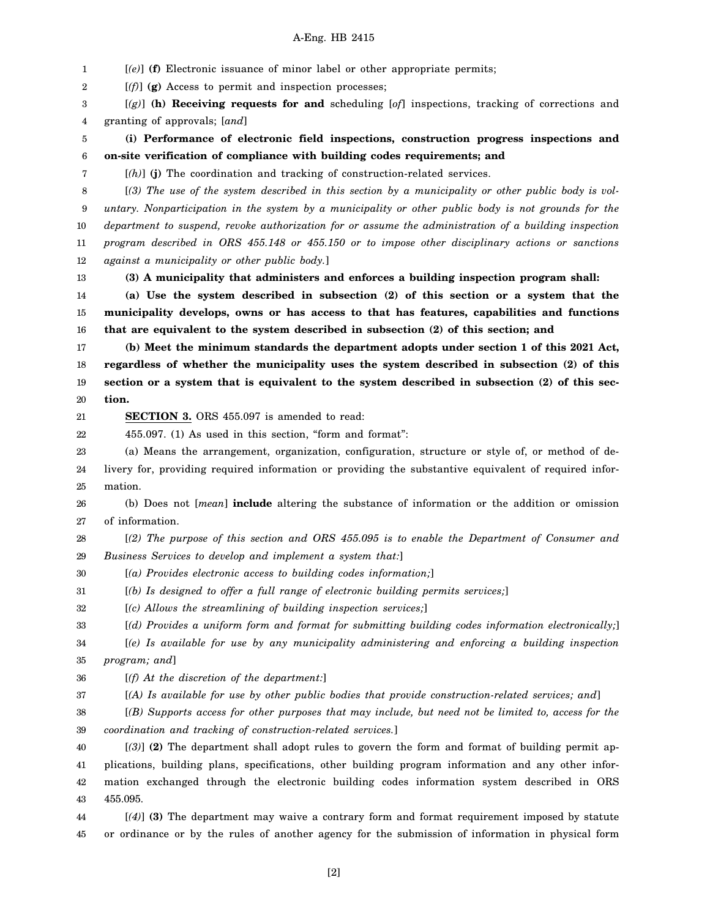[*(e)*] **(f)** Electronic issuance of minor label or other appropriate permits;

[*(f)*] **(g)** Access to permit and inspection processes;

[*(g)*] **(h) Receiving requests for and** scheduling [*of*] inspections, tracking of corrections and granting of approvals; [*and*]

**(i) Performance of electronic field inspections, construction progress inspections and on-site verification of compliance with building codes requirements; and**

[*(h)*] **(j)** The coordination and tracking of construction-related services.

[*(3) The use of the system described in this section by a municipality or other public body is voluntary. Nonparticipation in the system by a municipality or other public body is not grounds for the department to suspend, revoke authorization for or assume the administration of a building inspection program described in ORS 455.148 or 455.150 or to impose other disciplinary actions or sanctions against a municipality or other public body.*]

**(3) A municipality that administers and enforces a building inspection program shall:**

**(a) Use the system described in subsection (2) of this section or a system that the municipality develops, owns or has access to that has features, capabilities and functions that are equivalent to the system described in subsection (2) of this section; and**

**(b) Meet the minimum standards the department adopts under section 1 of this 2021 Act, regardless of whether the municipality uses the system described in subsection (2) of this section or a system that is equivalent to the system described in subsection (2) of this section.**

**SECTION 3.** ORS 455.097 is amended to read:

455.097. (1) As used in this section, "form and format":

(a) Means the arrangement, organization, configuration, structure or style of, or method of delivery for, providing required information or providing the substantive equivalent of required information.

(b) Does not [*mean*] **include** altering the substance of information or the addition or omission of information.

[*(2) The purpose of this section and ORS 455.095 is to enable the Department of Consumer and Business Services to develop and implement a system that:*]

[*(a) Provides electronic access to building codes information;*]

[*(b) Is designed to offer a full range of electronic building permits services;*]

[*(c) Allows the streamlining of building inspection services;*]

[*(d) Provides a uniform form and format for submitting building codes information electronically;*]

[*(e) Is available for use by any municipality administering and enforcing a building inspection program; and*]

[*(f) At the discretion of the department:*]

[*(A) Is available for use by other public bodies that provide construction-related services; and*]

[*(B) Supports access for other purposes that may include, but need not be limited to, access for the coordination and tracking of construction-related services.*]

[*(3)*] **(2)** The department shall adopt rules to govern the form and format of building permit applications, building plans, specifications, other building program information and any other information exchanged through the electronic building codes information system described in ORS 455.095.

[*(4)*] **(3)** The department may waive a contrary form and format requirement imposed by statute or ordinance or by the rules of another agency for the submission of information in physical form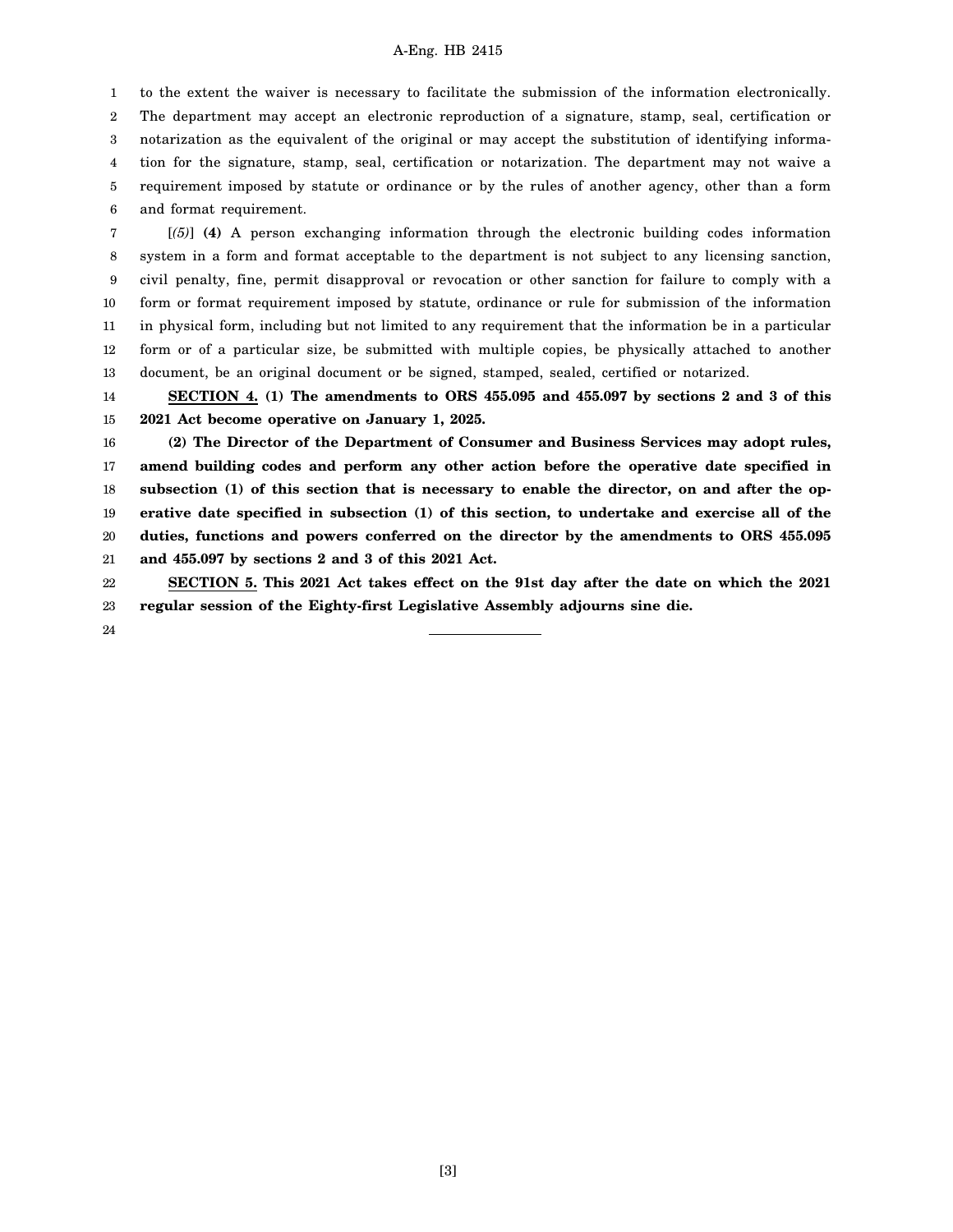to the extent the waiver is necessary to facilitate the submission of the information electronically. The department may accept an electronic reproduction of a signature, stamp, seal, certification or notarization as the equivalent of the original or may accept the substitution of identifying information for the signature, stamp, seal, certification or notarization. The department may not waive a requirement imposed by statute or ordinance or by the rules of another agency, other than a form and format requirement.

[*(5)*] **(4)** A person exchanging information through the electronic building codes information system in a form and format acceptable to the department is not subject to any licensing sanction, civil penalty, fine, permit disapproval or revocation or other sanction for failure to comply with a form or format requirement imposed by statute, ordinance or rule for submission of the information in physical form, including but not limited to any requirement that the information be in a particular form or of a particular size, be submitted with multiple copies, be physically attached to another document, be an original document or be signed, stamped, sealed, certified or notarized.

**SECTION 4. (1) The amendments to ORS 455.095 and 455.097 by sections 2 and 3 of this 2021 Act become operative on January 1, 2025.**

**(2) The Director of the Department of Consumer and Business Services may adopt rules, amend building codes and perform any other action before the operative date specified in subsection (1) of this section that is necessary to enable the director, on and after the operative date specified in subsection (1) of this section, to undertake and exercise all of the duties, functions and powers conferred on the director by the amendments to ORS 455.095 and 455.097 by sections 2 and 3 of this 2021 Act.**

**SECTION 5. This 2021 Act takes effect on the 91st day after the date on which the 2021 regular session of the Eighty-first Legislative Assembly adjourns sine die.**